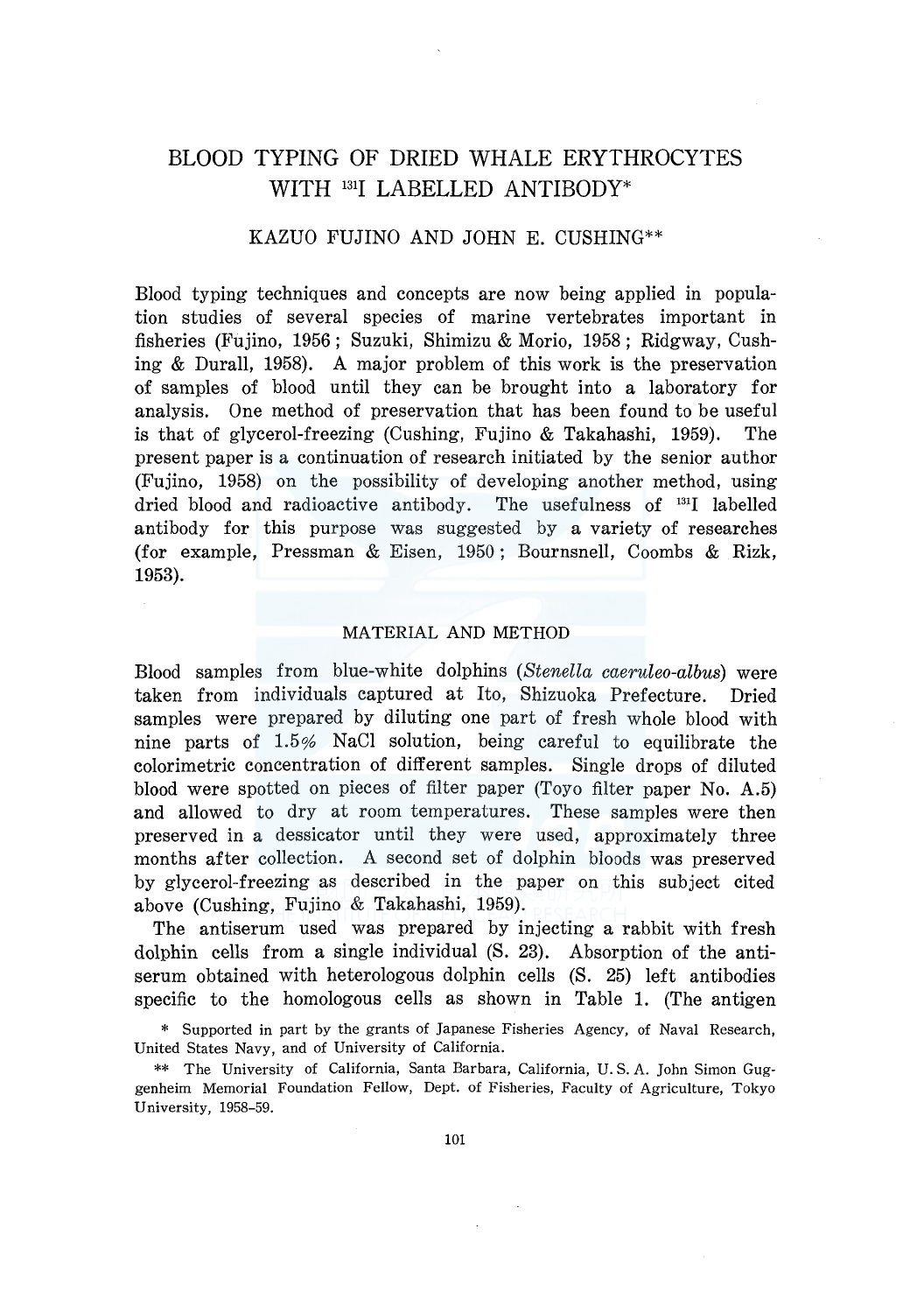# BLOOD TYPING OF DRIED WHALE ERYTHROCYTES WITH $^{131}$I LABELLED ANTIBODY*

KAZUO FUJINO AND JOHN E. CUSHING**

Blood typing techniques and concepts are now being applied in population studies of several species of marine vertebrates important in fisheries (Fujino, 1956; Suzuki, Shimizu & Morio, 1958; Ridgway, Cushing & Durall, 1958). A major problem of this work is the preservation of samples of blood until they can be brought into a laboratory for analysis. One method of preservation that has been found to be useful is that of glycerol-freezing (Cushing, Fujino & Takahashi, 1959). The present paper is a continuation of research initiated by the senior author (Fujino, 1958) on the possibility of developing another method, using dried blood and radioactive antibody. The usefulness of $^{131}$I labelled antibody for this purpose was suggested by a variety of researches (for example, Pressman & Eisen, 1950; Bournsnell, Coombs & Rizk, 1953).

## MATERIAL AND METHOD

Blood samples from blue-white dolphins (*Stenella caeruleo-albus*) were taken from individuals captured at Ito, Shizuoka Prefecture. Dried samples were prepared by diluting one part of fresh whole blood with nine parts of 1.5% NaCl solution, being careful to equilibrate the colorimetric concentration of different samples. Single drops of diluted blood were spotted on pieces of filter paper (Toyo filter paper No. A.5) and allowed to dry at room temperatures. These samples were then preserved in a dessicator until they were used, approximately three months after collection. A second set of dolphin bloods was preserved by glycerol-freezing as described in the paper on this subject cited above (Cushing, Fujino & Takahashi, 1959).

The antiserum used was prepared by injecting a rabbit with fresh dolphin cells from a single individual (S. 23). Absorption of the antiserum obtained with heterologous dolphin cells (S. 25) left antibodies specific to the homologous cells as shown in Table 1. (The antigen

\* Supported in part by the grants of Japanese Fisheries Agency, of Naval Research, United States Navy, and of University of California.

\*\* The University of California, Santa Barbara, California, U. S. A. John Simon Guggenheim Memorial Foundation Fellow, Dept. of Fisheries, Faculty of Agriculture, Tokyo University, 1958–59.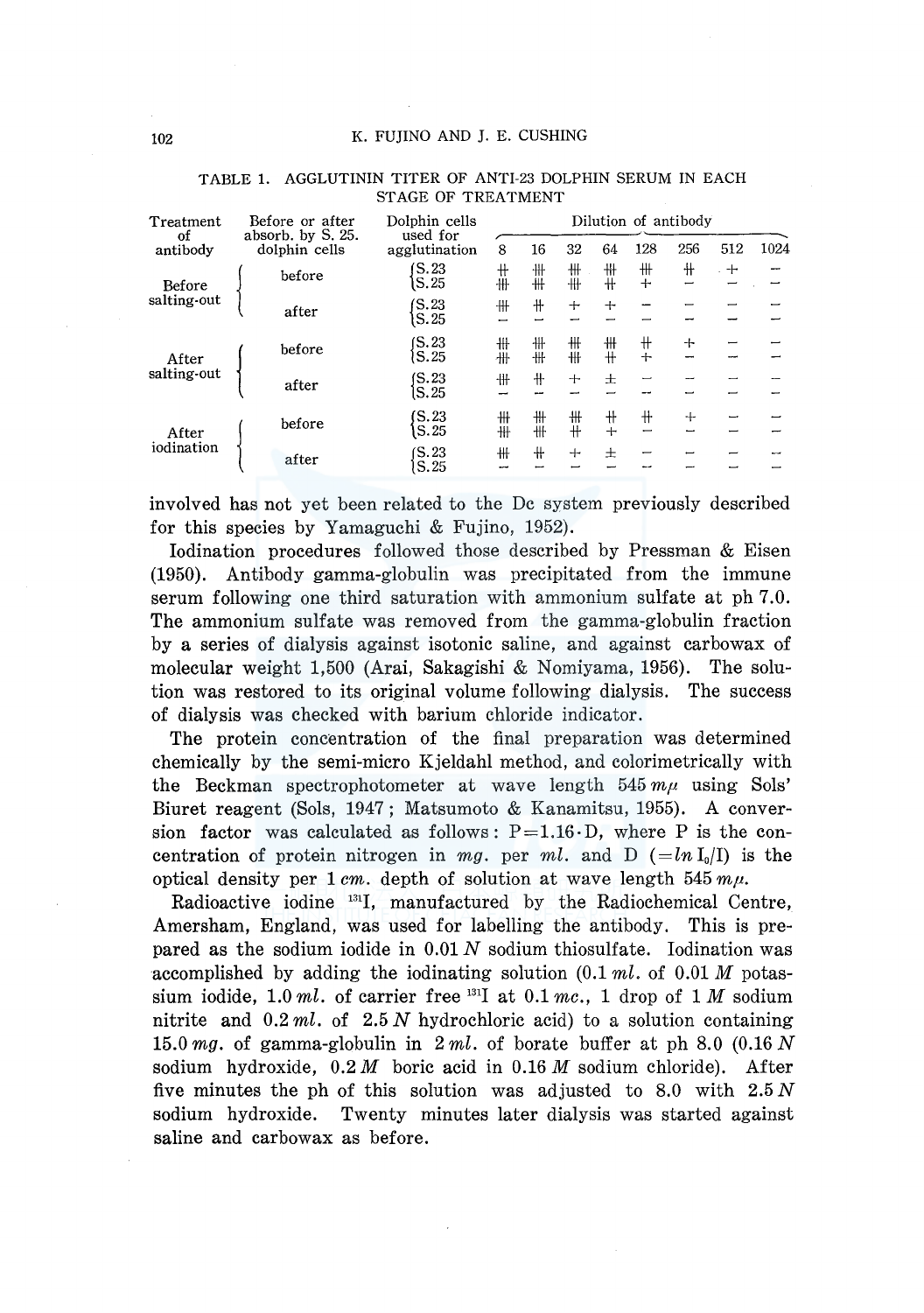TABLE 1. AGGLUTININ TITER OF ANTI-23 DOLPHIN SERUM IN EACH STAGE OF TREATMENT

| Treatment of antibody | Before or after absorb. by S. 25. dolphin cells | Dolphin cells used for agglutination | Dilution of antibody | | | | | | | |
|---|---|---|---|---|---|---|---|---|---|---|
| | | | 8 | 16 | 32 | 64 | 128 | 256 | 512 | 1024 |
| Before salting-out | before | S. 23 | ++ | +++ | +++ | +++ | +++ | ++ | + | − |
| | | S. 25 | +++ | +++ | +++ | ++ | + | − | − | − |
| | after | S. 23 | +++ | ++ | + | + | − | − | − | − |
| | | S. 25 | − | − | − | − | − | − | − | − |
| After salting-out | before | S. 23 | +++ | +++ | +++ | +++ | ++ | + | − | − |
| | | S. 25 | +++ | +++ | +++ | ++ | + | − | − | − |
| | after | S. 23 | +++ | ++ | + | ± | − | − | − | − |
| | | S. 25 | − | − | − | − | − | − | − | − |
| After iodination | before | S. 23 | +++ | +++ | +++ | ++ | ++ | + | − | − |
| | | S. 25 | +++ | +++ | ++ | + | − | − | − | − |
| | after | S. 23 | +++ | ++ | + | ± | − | − | − | − |
| | | S. 25 | − | − | − | − | − | − | − | − |

involved has not yet been related to the Dc system previously described for this species by Yamaguchi & Fujino, 1952).

Iodination procedures followed those described by Pressman & Eisen (1950). Antibody gamma-globulin was precipitated from the immune serum following one third saturation with ammonium sulfate at ph 7.0. The ammonium sulfate was removed from the gamma-globulin fraction by a series of dialysis against isotonic saline, and against carbowax of molecular weight 1,500 (Arai, Sakagishi & Nomiyama, 1956). The solution was restored to its original volume following dialysis. The success of dialysis was checked with barium chloride indicator.

The protein concentration of the final preparation was determined chemically by the semi-micro Kjeldahl method, and colorimetrically with the Beckman spectrophotometer at wave length 545 *mμ* using Sols' Biuret reagent (Sols, 1947; Matsumoto & Kanamitsu, 1955). A conversion factor was calculated as follows: $P=1.16 \cdot D$, where P is the concentration of protein nitrogen in *mg.* per *ml.* and D ($=ln\, I_0/I$) is the optical density per 1 *cm.* depth of solution at wave length 545 *mμ*.

Radioactive iodine $^{131}I$, manufactured by the Radiochemical Centre, Amersham, England, was used for labelling the antibody. This is prepared as the sodium iodide in 0.01 *N* sodium thiosulfate. Iodination was accomplished by adding the iodinating solution (0.1 *ml.* of 0.01 *M* potassium iodide, 1.0 *ml.* of carrier free $^{131}I$ at 0.1 *mc.*, 1 drop of 1 *M* sodium nitrite and 0.2 *ml.* of 2.5 *N* hydrochloric acid) to a solution containing 15.0 *mg.* of gamma-globulin in 2 *ml.* of borate buffer at ph 8.0 (0.16 *N* sodium hydroxide, 0.2 *M* boric acid in 0.16 *M* sodium chloride). After five minutes the ph of this solution was adjusted to 8.0 with 2.5 *N* sodium hydroxide. Twenty minutes later dialysis was started against saline and carbowax as before.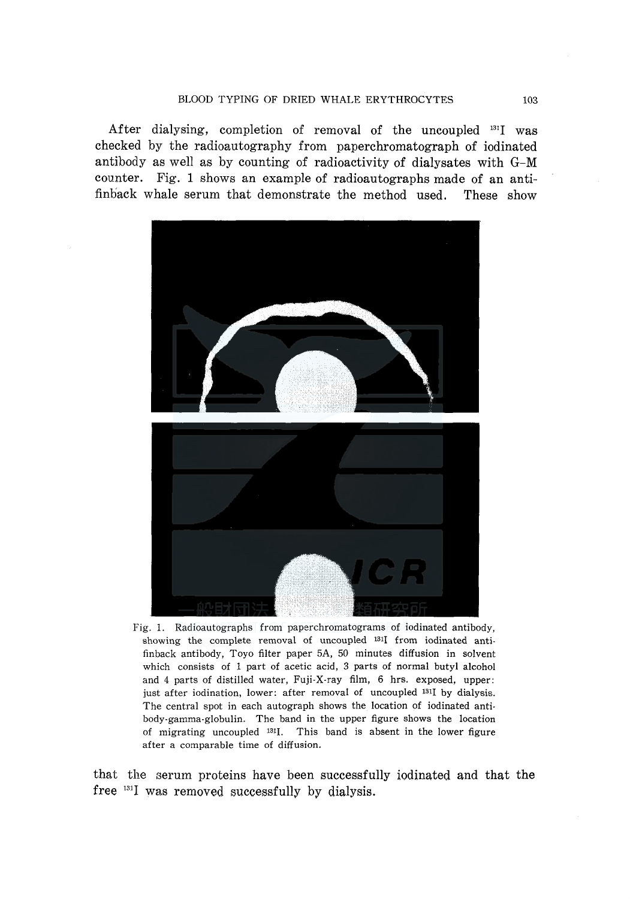After dialysing, completion of removal of the uncoupled $^{131}I$ was checked by the radioautography from paperchromatograph of iodinated antibody as well as by counting of radioactivity of dialysates with G-M counter. Fig. 1 shows an example of radioautographs made of an anti-finback whale serum that demonstrate the method used. These show

Fig. 1. Radioautographs from paperchromatograms of iodinated antibody, showing the complete removal of uncoupled $^{131}I$ from iodinated anti-finback antibody, Toyo filter paper 5A, 50 minutes diffusion in solvent which consists of 1 part of acetic acid, 3 parts of normal butyl alcohol and 4 parts of distilled water, Fuji-X-ray film, 6 hrs. exposed, upper: just after iodination, lower: after removal of uncoupled $^{131}I$ by dialysis. The central spot in each autograph shows the location of iodinated anti-body-gamma-globulin. The band in the upper figure shows the location of migrating uncoupled $^{131}I$. This band is absent in the lower figure after a comparable time of diffusion.

that the serum proteins have been successfully iodinated and that the free $^{131}I$ was removed successfully by dialysis.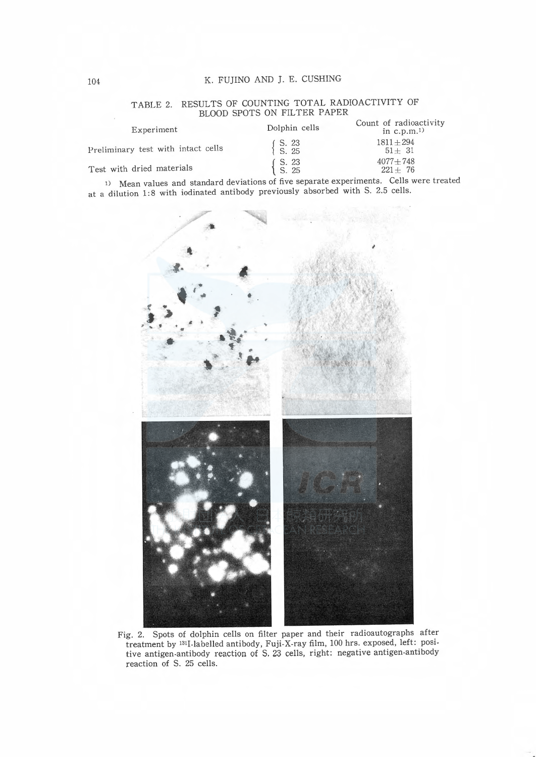TABLE 2. RESULTS OF COUNTING TOTAL RADIOACTIVITY OF BLOOD SPOTS ON FILTER PAPER

| Experiment | Dolphin cells | Count of radioactivity in c.p.m.[1] |
|---|---|---|
| Preliminary test with intact cells | S. 23 | $1811 \pm 294$ |
| | S. 25 | $51 \pm 31$ |
| Test with dried materials | S. 23 | $4077 \pm 748$ |
| | S. 25 | $221 \pm 76$ |

1) Mean values and standard deviations of five separate experiments. Cells were treated at a dilution 1:8 with iodinated antibody previously absorbed with S. 2.5 cells.

Fig. 2. Spots of dolphin cells on filter paper and their radioautographs after treatment by $^{131}$I-labelled antibody, Fuji-X-ray film, 100 hrs. exposed, left: positive antigen-antibody reaction of S. 23 cells, right: negative antigen-antibody reaction of S. 25 cells.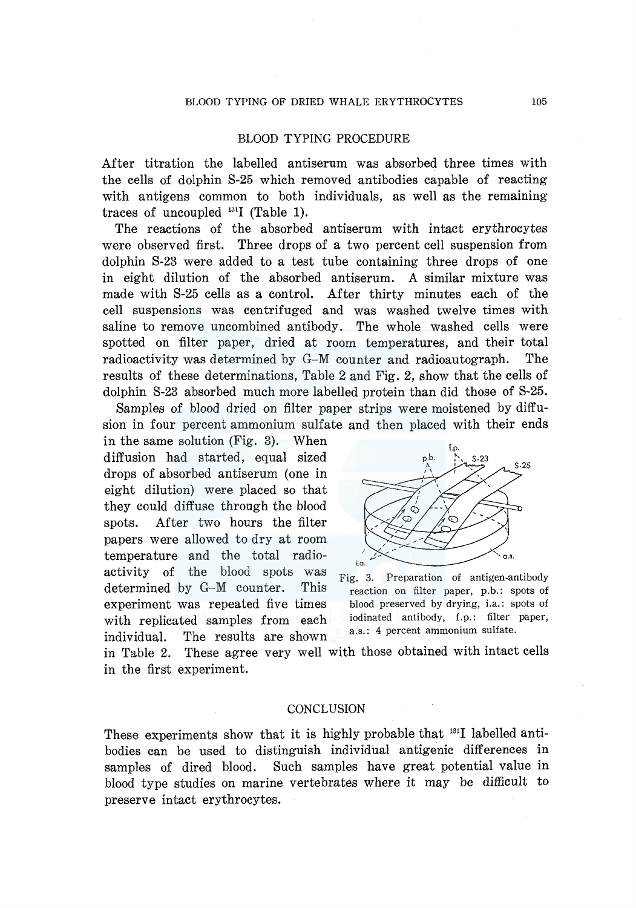## BLOOD TYPING PROCEDURE

After titration the labelled antiserum was absorbed three times with the cells of dolphin S-25 which removed antibodies capable of reacting with antigens common to both individuals, as well as the remaining traces of uncoupled $^{131}I$ (Table 1).

The reactions of the absorbed antiserum with intact erythrocytes were observed first. Three drops of a two percent cell suspension from dolphin S-23 were added to a test tube containing three drops of one in eight dilution of the absorbed antiserum. A similar mixture was made with S-25 cells as a control. After thirty minutes each of the cell suspensions was centrifuged and was washed twelve times with saline to remove uncombined antibody. The whole washed cells were spotted on filter paper, dried at room temperatures, and their total radioactivity was determined by G-M counter and radioautograph. The results of these determinations, Table 2 and Fig. 2, show that the cells of dolphin S-23 absorbed much more labelled protein than did those of S-25.

Samples of blood dried on filter paper strips were moistened by diffusion in four percent ammonium sulfate and then placed with their ends in the same solution (Fig. 3). When diffusion had started, equal sized drops of absorbed antiserum (one in eight dilution) were placed so that they could diffuse through the blood spots. After two hours the filter papers were allowed to dry at room temperature and the total radioactivity of the blood spots was determined by G-M counter. This experiment was repeated five times with replicated samples from each individual. The results are shown in Table 2. These agree very well with those obtained with intact cells in the first experiment.

Fig. 3. Preparation of antigen-antibody reaction on filter paper, p.b.: spots of blood preserved by drying, i.a.: spots of iodinated antibody, f.p.: filter paper, a.s.: 4 percent ammonium sulfate.

## CONCLUSION

These experiments show that it is highly probable that $^{131}I$ labelled antibodies can be used to distinguish individual antigenic differences in samples of dired blood. Such samples have great potential value in blood type studies on marine vertebrates where it may be difficult to preserve intact erythrocytes.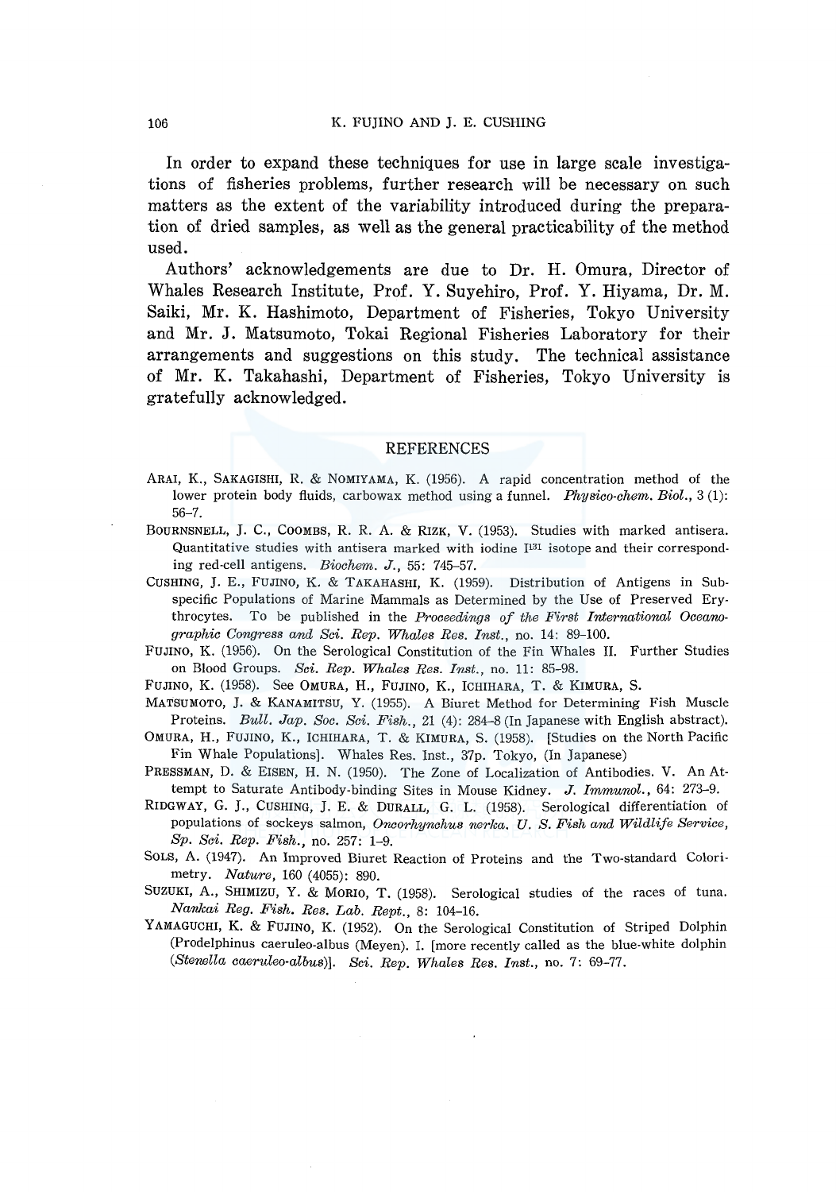In order to expand these techniques for use in large scale investigations of fisheries problems, further research will be necessary on such matters as the extent of the variability introduced during the preparation of dried samples, as well as the general practicability of the method used.

Authors' acknowledgements are due to Dr. H. Omura, Director of Whales Research Institute, Prof. Y. Suyehiro, Prof. Y. Hiyama, Dr. M. Saiki, Mr. K. Hashimoto, Department of Fisheries, Tokyo University and Mr. J. Matsumoto, Tokai Regional Fisheries Laboratory for their arrangements and suggestions on this study. The technical assistance of Mr. K. Takahashi, Department of Fisheries, Tokyo University is gratefully acknowledged.

## REFERENCES

ARAI, K., SAKAGISHI, R. & NOMIYAMA, K. (1956). A rapid concentration method of the lower protein body fluids, carbowax method using a funnel. *Physico-chem. Biol.*, 3 (1): 56–7.

BOURNSNELL, J. C., COOMBS, R. R. A. & RIZK, V. (1953). Studies with marked antisera. Quantitative studies with antisera marked with iodine $I^{131}$ isotope and their corresponding red-cell antigens. *Biochem. J.*, 55: 745–57.

CUSHING, J. E., FUJINO, K. & TAKAHASHI, K. (1959). Distribution of Antigens in Subspecific Populations of Marine Mammals as Determined by the Use of Preserved Erythrocytes. To be published in the *Proceedings of the First International Oceanographic Congress and Sci. Rep. Whales Res. Inst.*, no. 14: 89–100.

FUJINO, K. (1956). On the Serological Constitution of the Fin Whales II. Further Studies on Blood Groups. *Sci. Rep. Whales Res. Inst.*, no. 11: 85–98.

FUJINO, K. (1958). See OMURA, H., FUJINO, K., ICHIHARA, T. & KIMURA, S.

MATSUMOTO, J. & KANAMITSU, Y. (1955). A Biuret Method for Determining Fish Muscle Proteins. *Bull. Jap. Soc. Sci. Fish.*, 21 (4): 284–8 (In Japanese with English abstract).

OMURA, H., FUJINO, K., ICHIHARA, T. & KIMURA, S. (1958). [Studies on the North Pacific Fin Whale Populations]. Whales Res. Inst., 37p. Tokyo, (In Japanese)

PRESSMAN, D. & EISEN, H. N. (1950). The Zone of Localization of Antibodies. V. An Attempt to Saturate Antibody-binding Sites in Mouse Kidney. *J. Immunol.*, 64: 273–9.

RIDGWAY, G. J., CUSHING, J. E. & DURALL, G. L. (1958). Serological differentiation of populations of sockeys salmon, *Oncorhynchus nerka*. *U. S. Fish and Wildlife Service, Sp. Sci. Rep. Fish.*, no. 257: 1–9.

SOLS, A. (1947). An Improved Biuret Reaction of Proteins and the Two-standard Colorimetry. *Nature*, 160 (4055): 890.

SUZUKI, A., SHIMIZU, Y. & MORIO, T. (1958). Serological studies of the races of tuna. *Nankai Reg. Fish. Res. Lab. Rept.*, 8: 104–16.

YAMAGUCHI, K. & FUJINO, K. (1952). On the Serological Constitution of Striped Dolphin (Prodelphinus caeruleo-albus (Meyen). I. [more recently called as the blue-white dolphin (*Stenella caeruleo-albus*)]. *Sci. Rep. Whales Res. Inst.*, no. 7: 69–77.